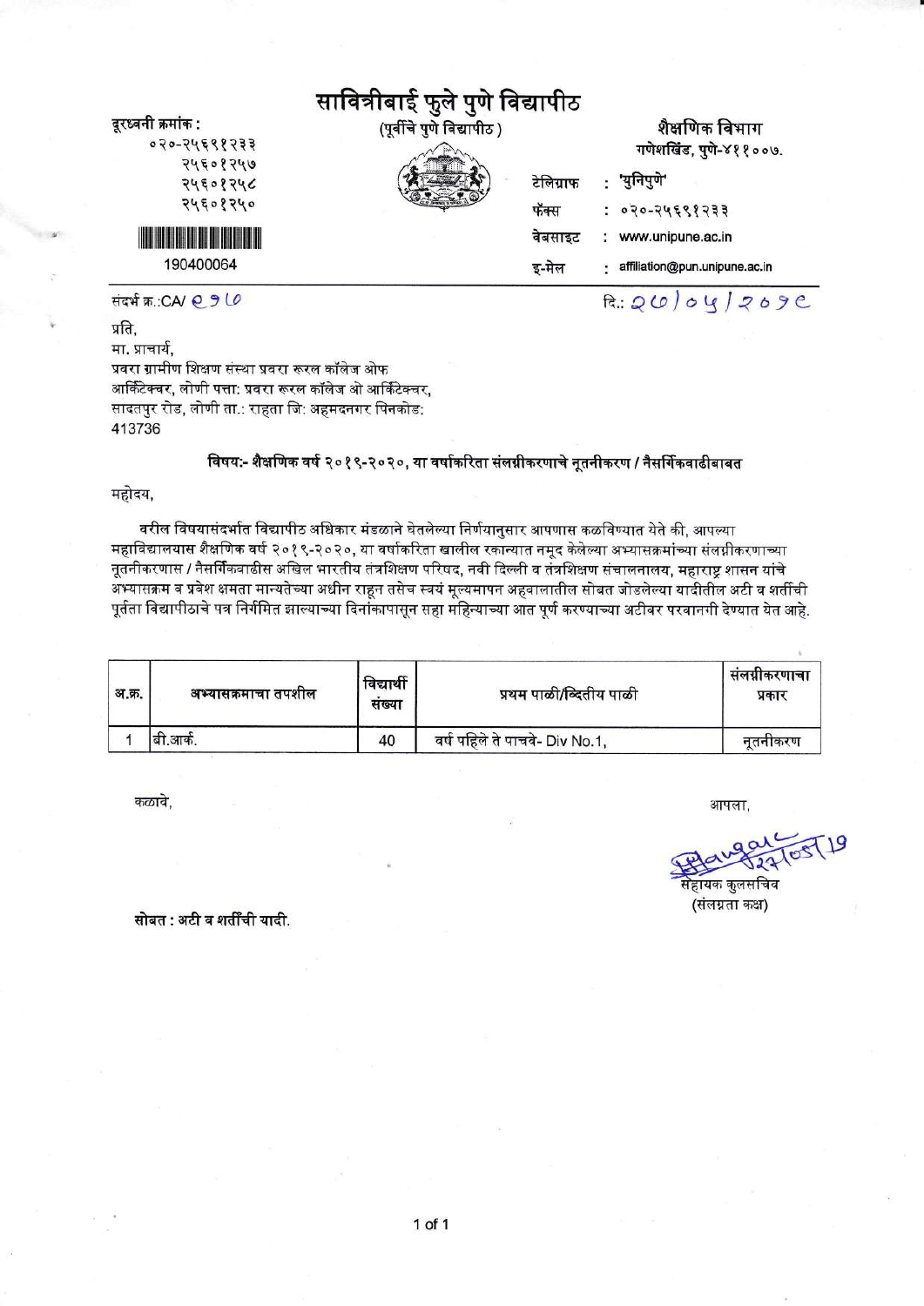# सावित्रीबाई फुले पुणे विद्यापीठ

(पूर्वीचे पुणे विद्यापीठ)

दूरध्वनी क्रमांक :
०२०-२५६९१२३३
२५६०१२५७
२५६०१२५८
२५६०१२५०

190400064

**शैक्षणिक विभाग**
गणेशखिंड, पुणे-४११००७.

टेलिग्राफ : 'युनिपुणे'
फॅक्स : ०२०-२५६९१२३३
वेबसाइट : www.unipune.ac.in
इ-मेल : affiliation@pun.unipune.ac.in

संदर्भ क्र.:CA/ ९१०

दि.: २०/०५/२०१९

प्रति,
मा. प्राचार्य,
प्रवरा ग्रामीण शिक्षण संस्था प्रवरा रूरल कॉलेज ओफ आर्किटेक्चर, लोणी पत्ता: प्रवरा रूरल कॉलेज ओ आर्किटेक्चर, सादतपुर रोड, लोणी ता.: राहता जि: अहमदनगर पिनकोड: 413736

**विषय:- शैक्षणिक वर्ष २०१९-२०२०, या वर्षाकरिता संलग्नीकरणाचे नूतनीकरण / नैसर्गिकवाढीबाबत**

महोदय,

वरील विषयासंदर्भात विद्यापीठ अधिकार मंडळाने घेतलेल्या निर्णयानुसार आपणास कळविण्यात येते की, आपल्या महाविद्यालयास शैक्षणिक वर्ष २०१९-२०२०, या वर्षाकरिता खालील रकान्यात नमूद केलेल्या अभ्यासक्रमांच्या संलग्नीकरणाच्या नूतनीकरणास / नैसर्गिकवाढीस अखिल भारतीय तंत्रशिक्षण परिषद, नवी दिल्ली व तंत्रशिक्षण संचालनालय, महाराष्ट्र शासन यांचे अभ्यासक्रम व प्रवेश क्षमता मान्यतेच्या अधीन राहून तसेच स्वयं मूल्यमापन अहवालातील सोबत जोडलेल्या यादीतील अटी व शर्तींची पूर्तता विद्यापीठाचे पत्र निर्गमित झाल्याच्या दिनांकापासून सहा महिन्याच्या आत पूर्ण करण्याच्या अटीवर परवानगी देण्यात येत आहे.

| अ.क्र. | अभ्यासक्रमाचा तपशील | विद्यार्थी संख्या | प्रथम पाळी/व्दितीय पाळी | संलग्नीकरणाचा प्रकार |
|---|---|---|---|---|
| 1 | बी.आर्क. | 40 | वर्ष पहिले ते पाचवे- Div No.1, | नूतनीकरण |

कळावे,

आपला,

२१/०५/१९
सहायक कुलसचिव
(संलग्नता कक्ष)

**सोबत : अटी व शर्तींची यादी.**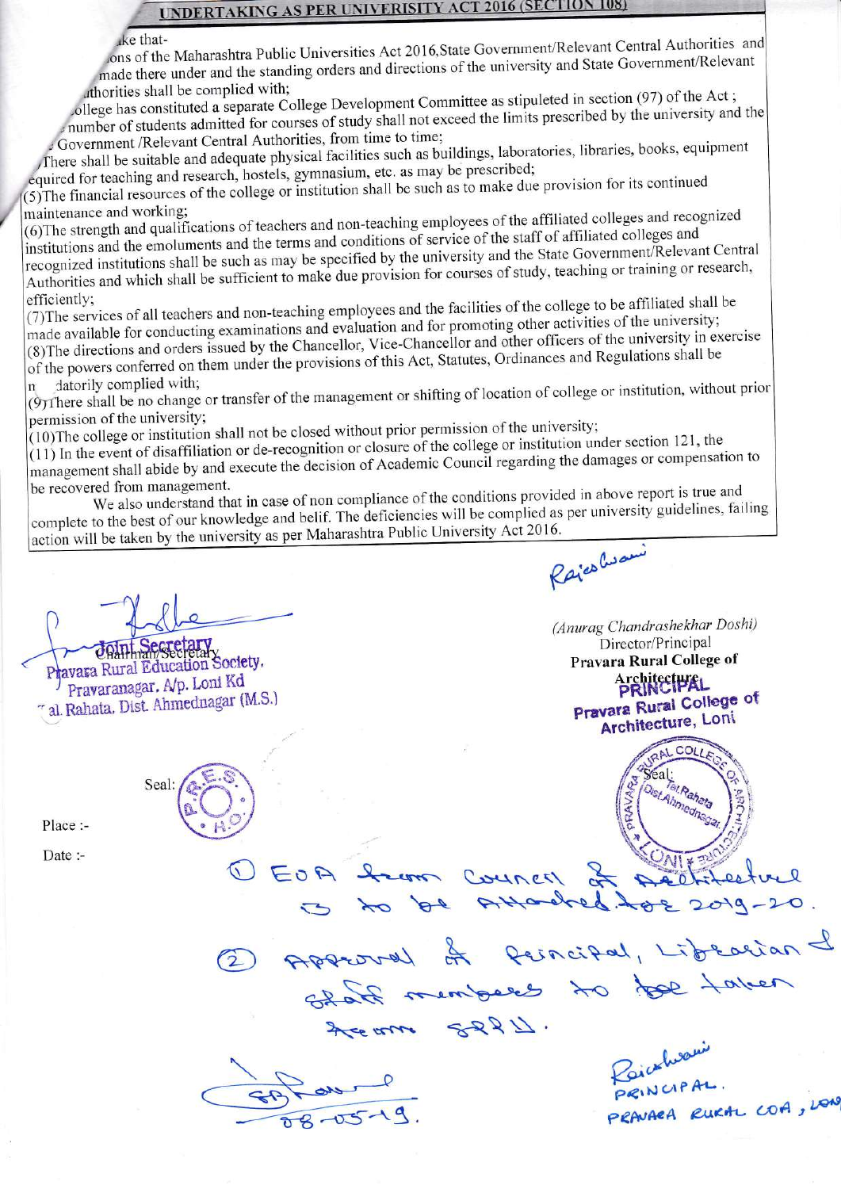## UNDERTAKING AS PER UNIVERISITY ACT 2016 (SECTION 108)

...ke that-

...ons of the Maharashtra Public Universities Act 2016,State Government/Relevant Central Authorities and made there under and the standing orders and directions of the university and State Government/Relevant ...thorities shall be complied with;

...ollege has constituted a separate College Development Committee as stipuleted in section (97) of the Act ;

... number of students admitted for courses of study shall not exceed the limits prescribed by the university and the ... Government /Relevant Central Authorities, from time to time;

...There shall be suitable and adequate physical facilities such as buildings, laboratories, libraries, books, equipment ...equired for teaching and research, hostels, gymnasium, etc. as may be prescribed;

(5)The financial resources of the college or institution shall be such as to make due provision for its continued maintenance and working;

(6)The strength and qualifications of teachers and non-teaching employees of the affiliated colleges and recognized institutions and the emoluments and the terms and conditions of service of the staff of affiliated colleges and recognized institutions shall be such as may be specified by the university and the State Government/Relevant Central Authorities and which shall be sufficient to make due provision for courses of study, teaching or training or research, efficiently;

(7)The services of all teachers and non-teaching employees and the facilities of the college to be affiliated shall be made available for conducting examinations and evaluation and for promoting other activities of the university;

(8)The directions and orders issued by the Chancellor, Vice-Chancellor and other officers of the university in exercise of the powers conferred on them under the provisions of this Act, Statutes, Ordinances and Regulations shall be n...datorily complied with;

(9)There shall be no change or transfer of the management or shifting of location of college or institution, without prior permission of the university;

(10)The college or institution shall not be closed without prior permission of the university;

(11) In the event of disaffiliation or de-recognition or closure of the college or institution under section 121, the management shall abide by and execute the decision of Academic Council regarding the damages or compensation to be recovered from management.

We also understand that in case of non compliance of the conditions provided in above report is true and complete to the best of our knowledge and belif. The deficiencies will be complied as per university guidelines, failing action will be taken by the university as per Maharashtra Public University Act 2016.

Joint Secretary
Chairman/Secretary
Pravara Rural Education Society,
Pravaranagar. A/p. Loni Kd
Tal. Rahata, Dist. Ahmednagar (M.S.)

Seal:

Place :-

Date :-

(Anurag Chandrashekhar Doshi)
Director/Principal
**Pravara Rural College of Architecture**

PRINCIPAL
Pravara Rural College of Architecture, Loni

Seal:

① EOA from Council of Architecture to be Attached for 2019-20.

② Approval of Principal, Librarian & staff members to be taken from SPPU.

08-05-19.

PRINCIPAL.
PRAVARA RURAL COA, LONI